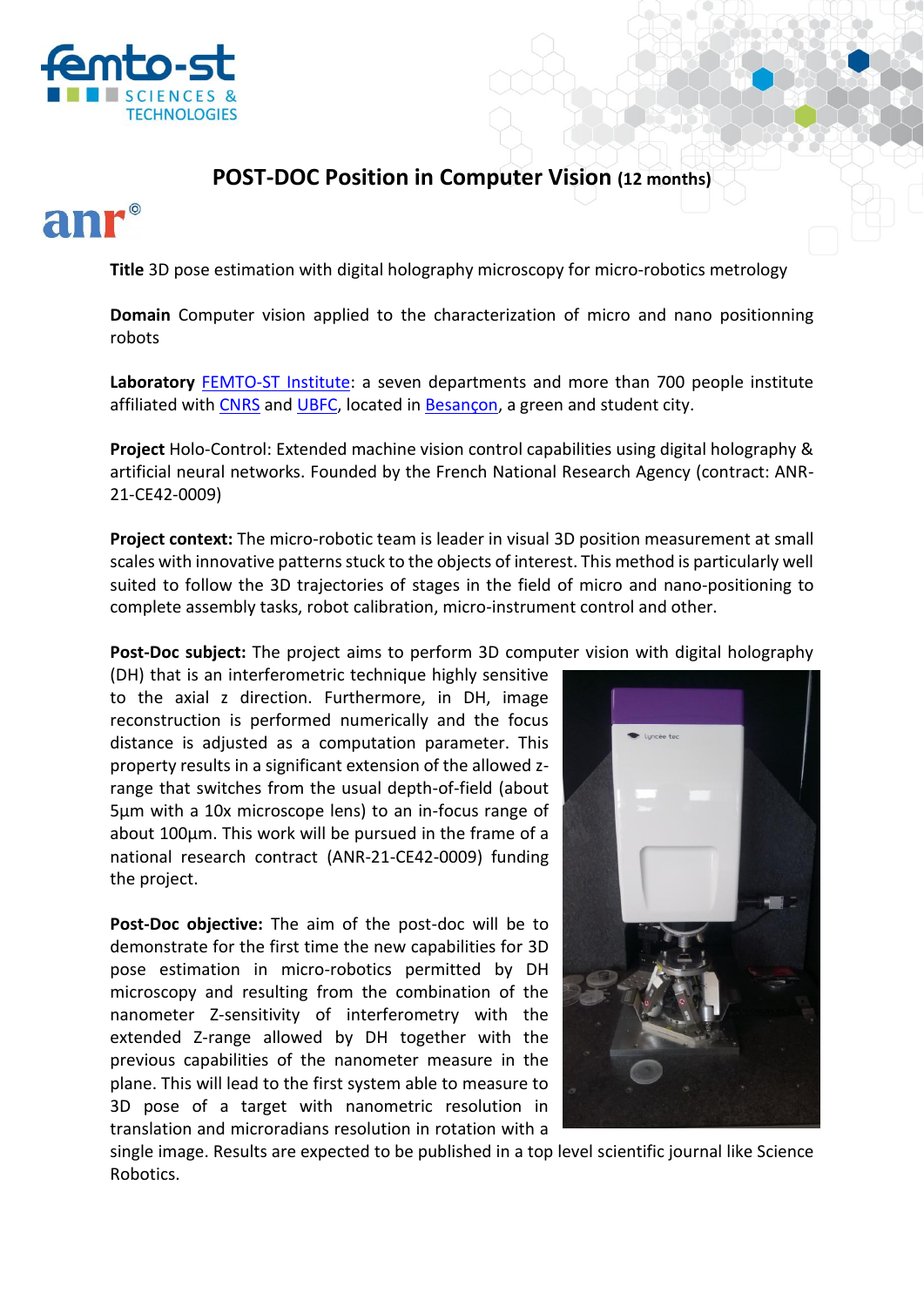# POST-DOC Position in Computer Vision (12 months)

**Title** 3D pose estimation with digital holography microscopy for micro-robotics metrology

**Domain** Computer vision applied to the characterization of micro and nano positionning robots

**Laboratory** [FEMTO-ST Institute](): a seven departments and more than 700 people institute affiliated with [CNRS]() and [UBFC](), located in [Besançon](), a green and student city.

**Project** Holo-Control: Extended machine vision control capabilities using digital holography & artificial neural networks. Founded by the French National Research Agency (contract: ANR-21-CE42-0009)

**Project context:** The micro-robotic team is leader in visual 3D position measurement at small scales with innovative patterns stuck to the objects of interest. This method is particularly well suited to follow the 3D trajectories of stages in the field of micro and nano-positioning to complete assembly tasks, robot calibration, micro-instrument control and other.

**Post-Doc subject:** The project aims to perform 3D computer vision with digital holography (DH) that is an interferometric technique highly sensitive to the axial z direction. Furthermore, in DH, image reconstruction is performed numerically and the focus distance is adjusted as a computation parameter. This property results in a significant extension of the allowed z-range that switches from the usual depth-of-field (about 5µm with a 10x microscope lens) to an in-focus range of about 100µm. This work will be pursued in the frame of a national research contract (ANR-21-CE42-0009) funding the project.

**Post-Doc objective:** The aim of the post-doc will be to demonstrate for the first time the new capabilities for 3D pose estimation in micro-robotics permitted by DH microscopy and resulting from the combination of the nanometer Z-sensitivity of interferometry with the extended Z-range allowed by DH together with the previous capabilities of the nanometer measure in the plane. This will lead to the first system able to measure to 3D pose of a target with nanometric resolution in translation and microradians resolution in rotation with a single image. Results are expected to be published in a top level scientific journal like Science Robotics.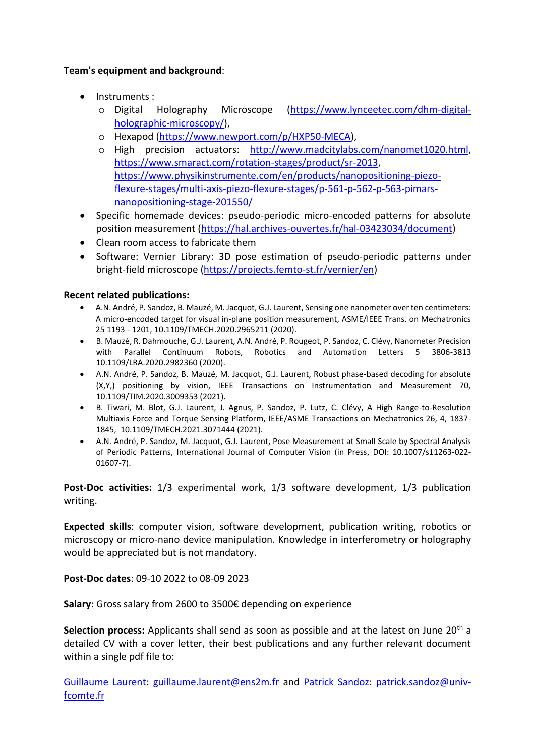**Team's equipment and background**:

- Instruments :
  - Digital Holography Microscope (https://www.lynceetec.com/dhm-digital-holographic-microscopy/),
  - Hexapod (https://www.newport.com/p/HXP50-MECA),
  - High precision actuators: http://www.madcitylabs.com/nanomet1020.html, https://www.smaract.com/rotation-stages/product/sr-2013, https://www.physikinstrumente.com/en/products/nanopositioning-piezo-flexure-stages/multi-axis-piezo-flexure-stages/p-561-p-562-p-563-pimars-nanopositioning-stage-201550/
- Specific homemade devices: pseudo-periodic micro-encoded patterns for absolute position measurement (https://hal.archives-ouvertes.fr/hal-03423034/document)
- Clean room access to fabricate them
- Software: Vernier Library: 3D pose estimation of pseudo-periodic patterns under bright-field microscope (https://projects.femto-st.fr/vernier/en)

**Recent related publications:**

- A.N. André, P. Sandoz, B. Mauzé, M. Jacquot, G.J. Laurent, Sensing one nanometer over ten centimeters: A micro-encoded target for visual in-plane position measurement, ASME/IEEE Trans. on Mechatronics 25 1193 - 1201, 10.1109/TMECH.2020.2965211 (2020).
- B. Mauzé, R. Dahmouche, G.J. Laurent, A.N. André, P. Rougeot, P. Sandoz, C. Clévy, Nanometer Precision with Parallel Continuum Robots, Robotics and Automation Letters 5 3806-3813 10.1109/LRA.2020.2982360 (2020).
- A.N. André, P. Sandoz, B. Mauzé, M. Jacquot, G.J. Laurent, Robust phase-based decoding for absolute (X,Y,) positioning by vision, IEEE Transactions on Instrumentation and Measurement 70, 10.1109/TIM.2020.3009353 (2021).
- B. Tiwari, M. Blot, G.J. Laurent, J. Agnus, P. Sandoz, P. Lutz, C. Clévy, A High Range-to-Resolution Multiaxis Force and Torque Sensing Platform, IEEE/ASME Transactions on Mechatronics 26, 4, 1837-1845, 10.1109/TMECH.2021.3071444 (2021).
- A.N. André, P. Sandoz, M. Jacquot, G.J. Laurent, Pose Measurement at Small Scale by Spectral Analysis of Periodic Patterns, International Journal of Computer Vision (in Press, DOI: 10.1007/s11263-022-01607-7).

**Post-Doc activities:** 1/3 experimental work, 1/3 software development, 1/3 publication writing.

**Expected skills**: computer vision, software development, publication writing, robotics or microscopy or micro-nano device manipulation. Knowledge in interferometry or holography would be appreciated but is not mandatory.

**Post-Doc dates**: 09-10 2022 to 08-09 2023

**Salary**: Gross salary from 2600 to 3500€ depending on experience

**Selection process:** Applicants shall send as soon as possible and at the latest on June 20th a detailed CV with a cover letter, their best publications and any further relevant document within a single pdf file to:

Guillaume Laurent: guillaume.laurent@ens2m.fr and Patrick Sandoz: patrick.sandoz@univ-fcomte.fr